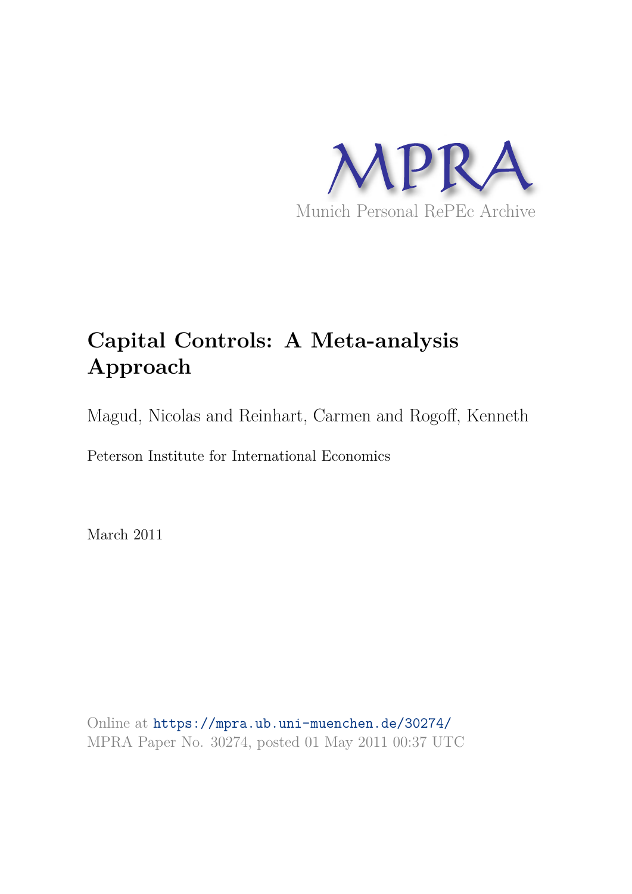MPRA

Munich Personal RePEc Archive

# Capital Controls: A Meta-analysis Approach

Magud, Nicolas and Reinhart, Carmen and Rogoff, Kenneth

Peterson Institute for International Economics

March 2011

Online at https://mpra.ub.uni-muenchen.de/30274/
MPRA Paper No. 30274, posted 01 May 2011 00:37 UTC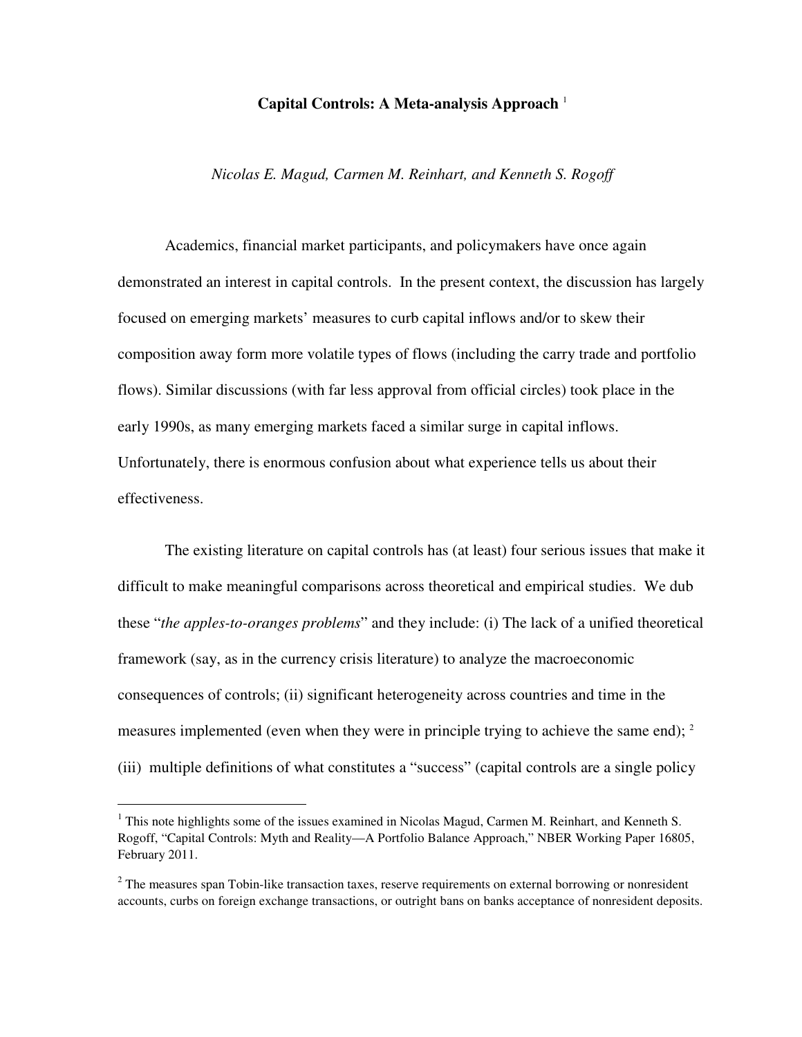**Capital Controls: A Meta-analysis Approach** [1]

*Nicolas E. Magud, Carmen M. Reinhart, and Kenneth S. Rogoff*

Academics, financial market participants, and policymakers have once again demonstrated an interest in capital controls. In the present context, the discussion has largely focused on emerging markets' measures to curb capital inflows and/or to skew their composition away form more volatile types of flows (including the carry trade and portfolio flows). Similar discussions (with far less approval from official circles) took place in the early 1990s, as many emerging markets faced a similar surge in capital inflows. Unfortunately, there is enormous confusion about what experience tells us about their effectiveness.

The existing literature on capital controls has (at least) four serious issues that make it difficult to make meaningful comparisons across theoretical and empirical studies. We dub these "*the apples-to-oranges problems*" and they include: (i) The lack of a unified theoretical framework (say, as in the currency crisis literature) to analyze the macroeconomic consequences of controls; (ii) significant heterogeneity across countries and time in the measures implemented (even when they were in principle trying to achieve the same end); [2] (iii) multiple definitions of what constitutes a "success" (capital controls are a single policy

---

[1] This note highlights some of the issues examined in Nicolas Magud, Carmen M. Reinhart, and Kenneth S. Rogoff, "Capital Controls: Myth and Reality—A Portfolio Balance Approach," NBER Working Paper 16805, February 2011.

[2] The measures span Tobin-like transaction taxes, reserve requirements on external borrowing or nonresident accounts, curbs on foreign exchange transactions, or outright bans on banks acceptance of nonresident deposits.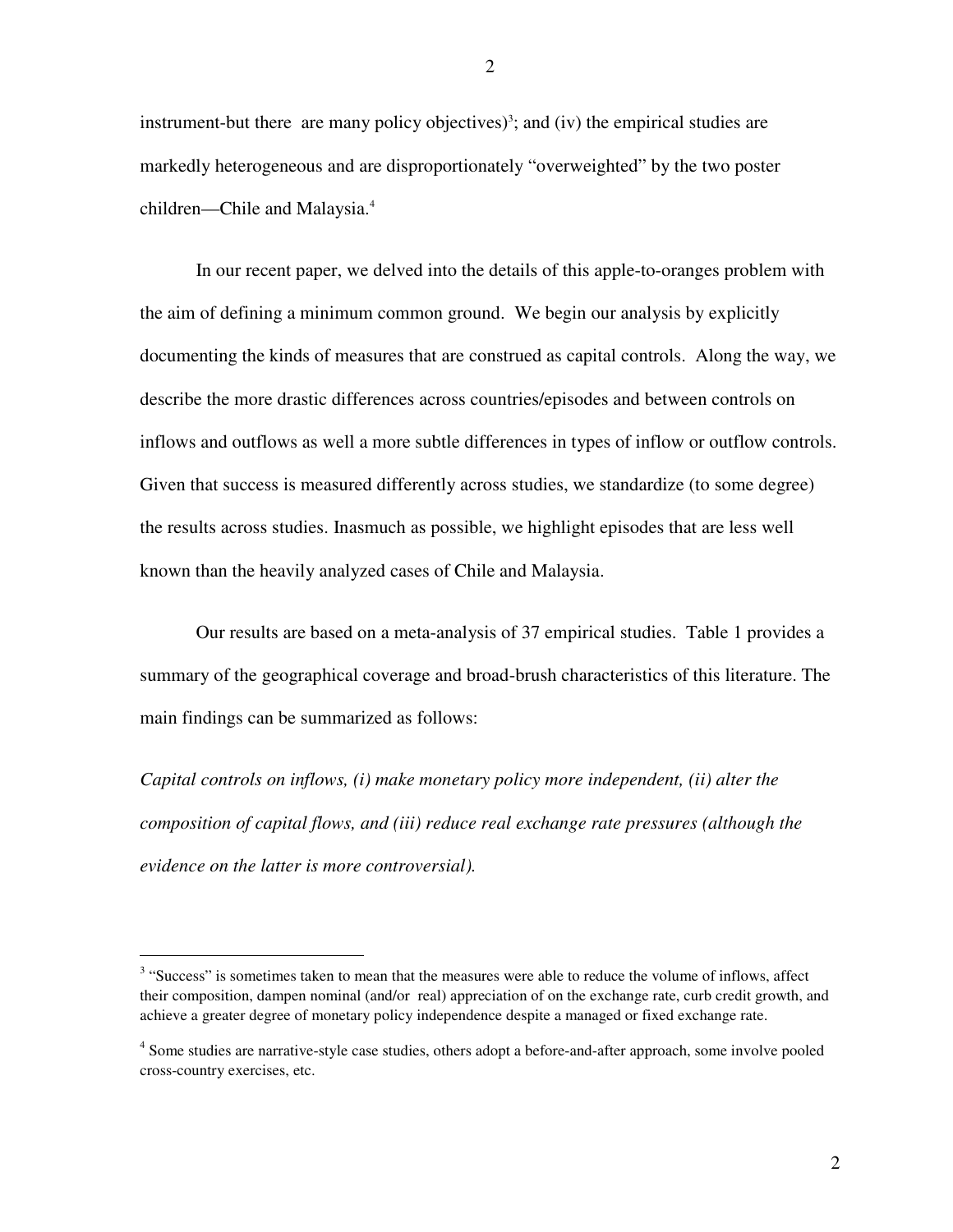instrument-but there are many policy objectives)[3]; and (iv) the empirical studies are markedly heterogeneous and are disproportionately "overweighted" by the two poster children—Chile and Malaysia.[4]

In our recent paper, we delved into the details of this apple-to-oranges problem with the aim of defining a minimum common ground. We begin our analysis by explicitly documenting the kinds of measures that are construed as capital controls. Along the way, we describe the more drastic differences across countries/episodes and between controls on inflows and outflows as well a more subtle differences in types of inflow or outflow controls. Given that success is measured differently across studies, we standardize (to some degree) the results across studies. Inasmuch as possible, we highlight episodes that are less well known than the heavily analyzed cases of Chile and Malaysia.

Our results are based on a meta-analysis of 37 empirical studies. Table 1 provides a summary of the geographical coverage and broad-brush characteristics of this literature. The main findings can be summarized as follows:

*Capital controls on inflows, (i) make monetary policy more independent, (ii) alter the composition of capital flows, and (iii) reduce real exchange rate pressures (although the evidence on the latter is more controversial).*

---

[3] "Success" is sometimes taken to mean that the measures were able to reduce the volume of inflows, affect their composition, dampen nominal (and/or real) appreciation of on the exchange rate, curb credit growth, and achieve a greater degree of monetary policy independence despite a managed or fixed exchange rate.

[4] Some studies are narrative-style case studies, others adopt a before-and-after approach, some involve pooled cross-country exercises, etc.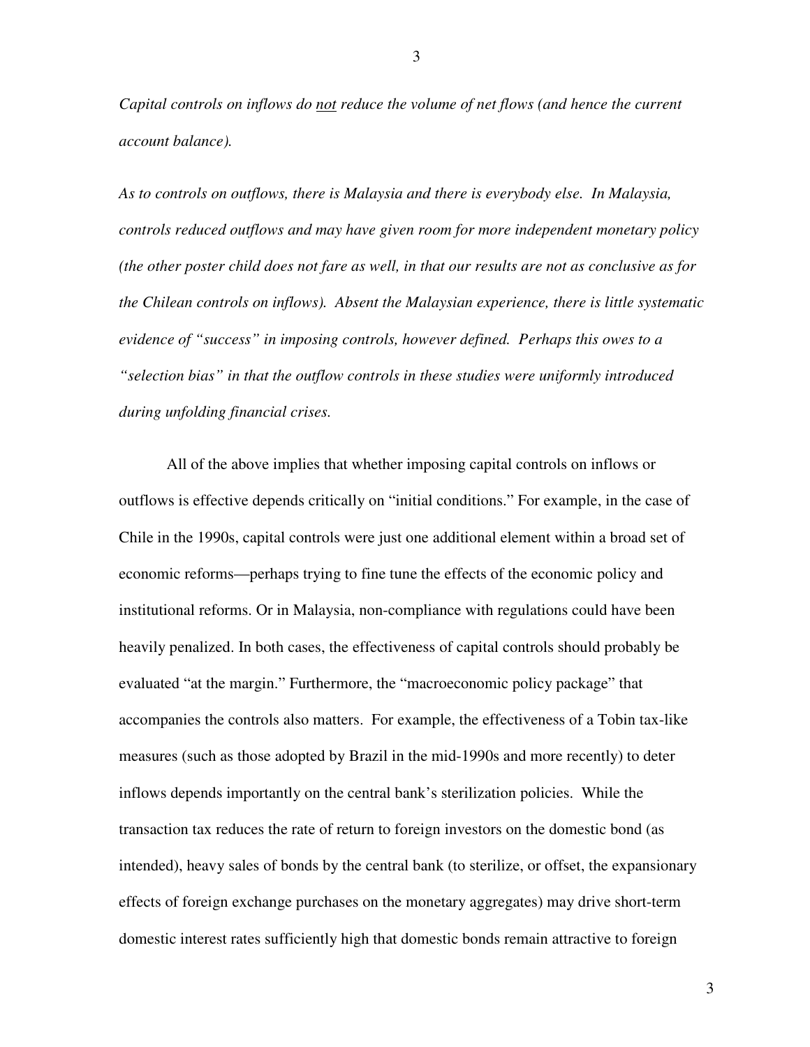*Capital controls on inflows do <u>not</u> reduce the volume of net flows (and hence the current account balance).*

*As to controls on outflows, there is Malaysia and there is everybody else. In Malaysia, controls reduced outflows and may have given room for more independent monetary policy (the other poster child does not fare as well, in that our results are not as conclusive as for the Chilean controls on inflows). Absent the Malaysian experience, there is little systematic evidence of "success" in imposing controls, however defined. Perhaps this owes to a "selection bias" in that the outflow controls in these studies were uniformly introduced during unfolding financial crises.*

All of the above implies that whether imposing capital controls on inflows or outflows is effective depends critically on "initial conditions." For example, in the case of Chile in the 1990s, capital controls were just one additional element within a broad set of economic reforms—perhaps trying to fine tune the effects of the economic policy and institutional reforms. Or in Malaysia, non-compliance with regulations could have been heavily penalized. In both cases, the effectiveness of capital controls should probably be evaluated "at the margin." Furthermore, the "macroeconomic policy package" that accompanies the controls also matters. For example, the effectiveness of a Tobin tax-like measures (such as those adopted by Brazil in the mid-1990s and more recently) to deter inflows depends importantly on the central bank's sterilization policies. While the transaction tax reduces the rate of return to foreign investors on the domestic bond (as intended), heavy sales of bonds by the central bank (to sterilize, or offset, the expansionary effects of foreign exchange purchases on the monetary aggregates) may drive short-term domestic interest rates sufficiently high that domestic bonds remain attractive to foreign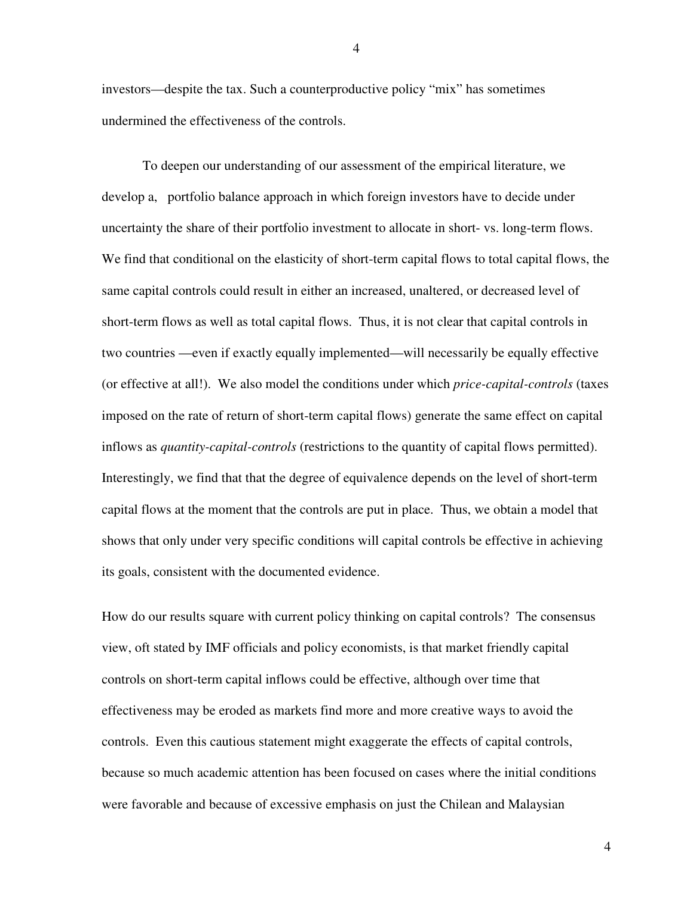investors—despite the tax. Such a counterproductive policy “mix” has sometimes undermined the effectiveness of the controls.

To deepen our understanding of our assessment of the empirical literature, we develop a,  portfolio balance approach in which foreign investors have to decide under uncertainty the share of their portfolio investment to allocate in short- vs. long-term flows. We find that conditional on the elasticity of short-term capital flows to total capital flows, the same capital controls could result in either an increased, unaltered, or decreased level of short-term flows as well as total capital flows.  Thus, it is not clear that capital controls in two countries —even if exactly equally implemented—will necessarily be equally effective (or effective at all!).  We also model the conditions under which *price-capital-controls* (taxes imposed on the rate of return of short-term capital flows) generate the same effect on capital inflows as *quantity-capital-controls* (restrictions to the quantity of capital flows permitted). Interestingly, we find that that the degree of equivalence depends on the level of short-term capital flows at the moment that the controls are put in place.  Thus, we obtain a model that shows that only under very specific conditions will capital controls be effective in achieving its goals, consistent with the documented evidence.

How do our results square with current policy thinking on capital controls?  The consensus view, oft stated by IMF officials and policy economists, is that market friendly capital controls on short-term capital inflows could be effective, although over time that effectiveness may be eroded as markets find more and more creative ways to avoid the controls.  Even this cautious statement might exaggerate the effects of capital controls, because so much academic attention has been focused on cases where the initial conditions were favorable and because of excessive emphasis on just the Chilean and Malaysian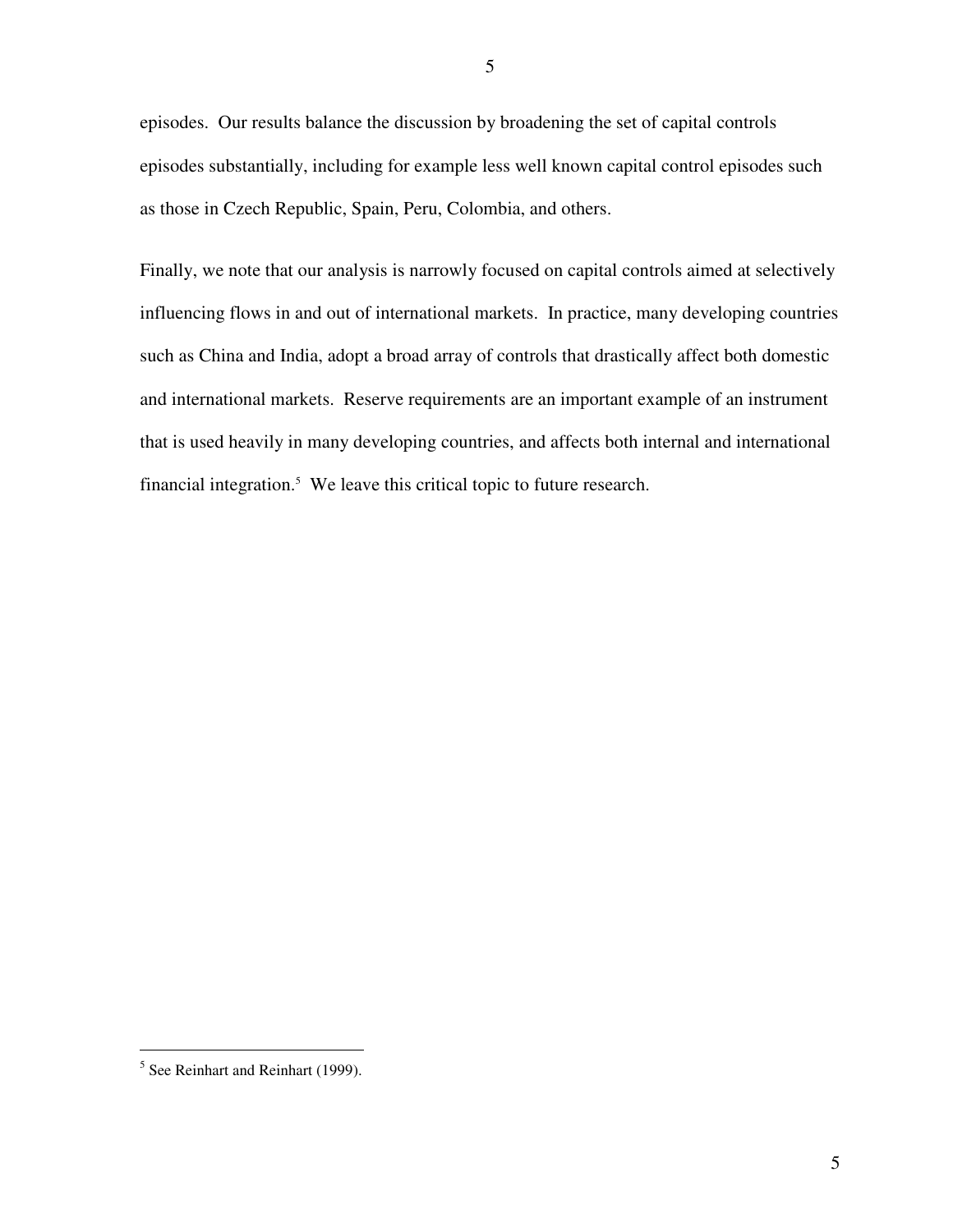episodes. Our results balance the discussion by broadening the set of capital controls episodes substantially, including for example less well known capital control episodes such as those in Czech Republic, Spain, Peru, Colombia, and others.

Finally, we note that our analysis is narrowly focused on capital controls aimed at selectively influencing flows in and out of international markets. In practice, many developing countries such as China and India, adopt a broad array of controls that drastically affect both domestic and international markets. Reserve requirements are an important example of an instrument that is used heavily in many developing countries, and affects both internal and international financial integration.[5] We leave this critical topic to future research.

---

[5] See Reinhart and Reinhart (1999).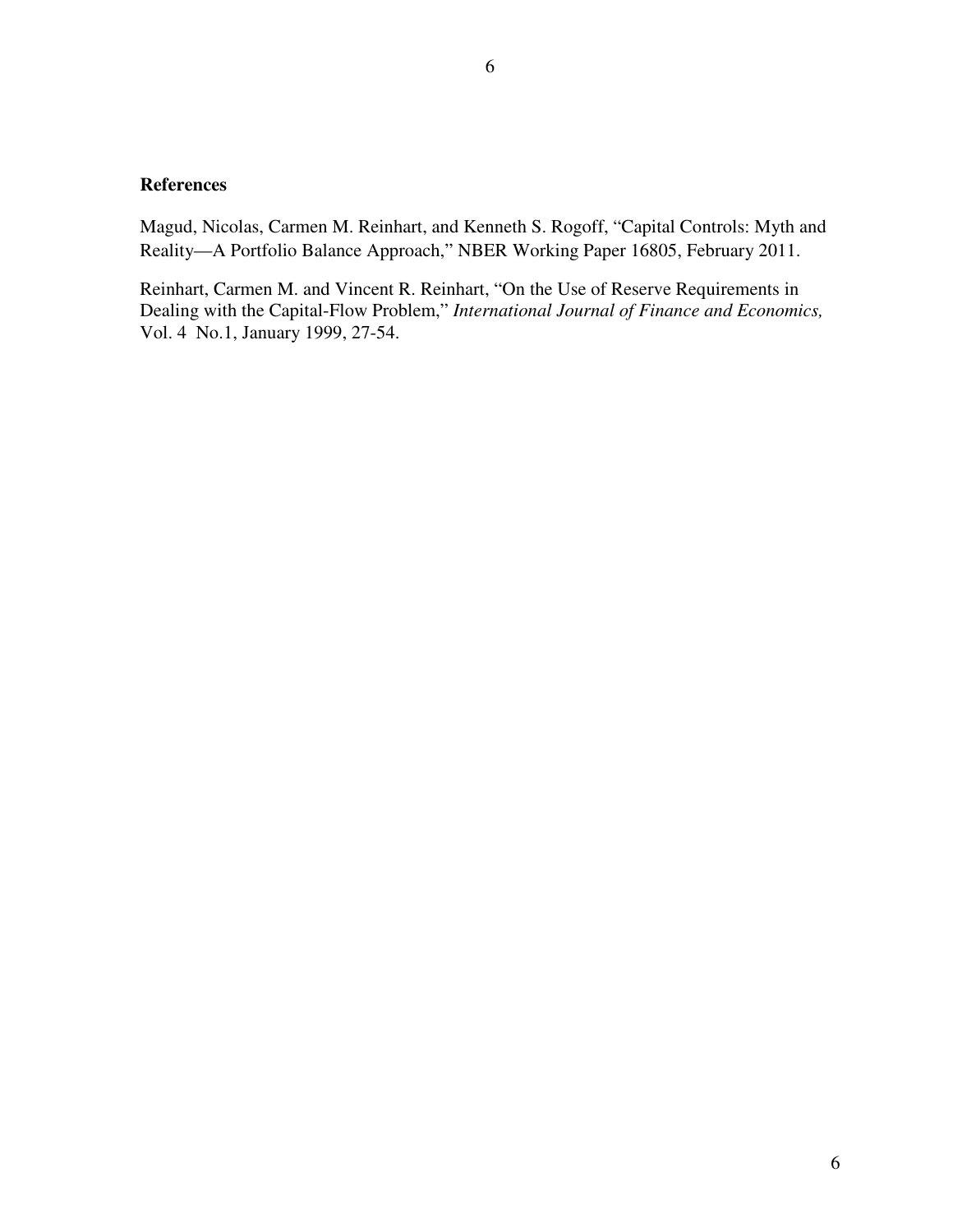## References

Magud, Nicolas, Carmen M. Reinhart, and Kenneth S. Rogoff, "Capital Controls: Myth and Reality—A Portfolio Balance Approach," NBER Working Paper 16805, February 2011.

Reinhart, Carmen M. and Vincent R. Reinhart, "On the Use of Reserve Requirements in Dealing with the Capital-Flow Problem," *International Journal of Finance and Economics,* Vol. 4 No.1, January 1999, 27-54.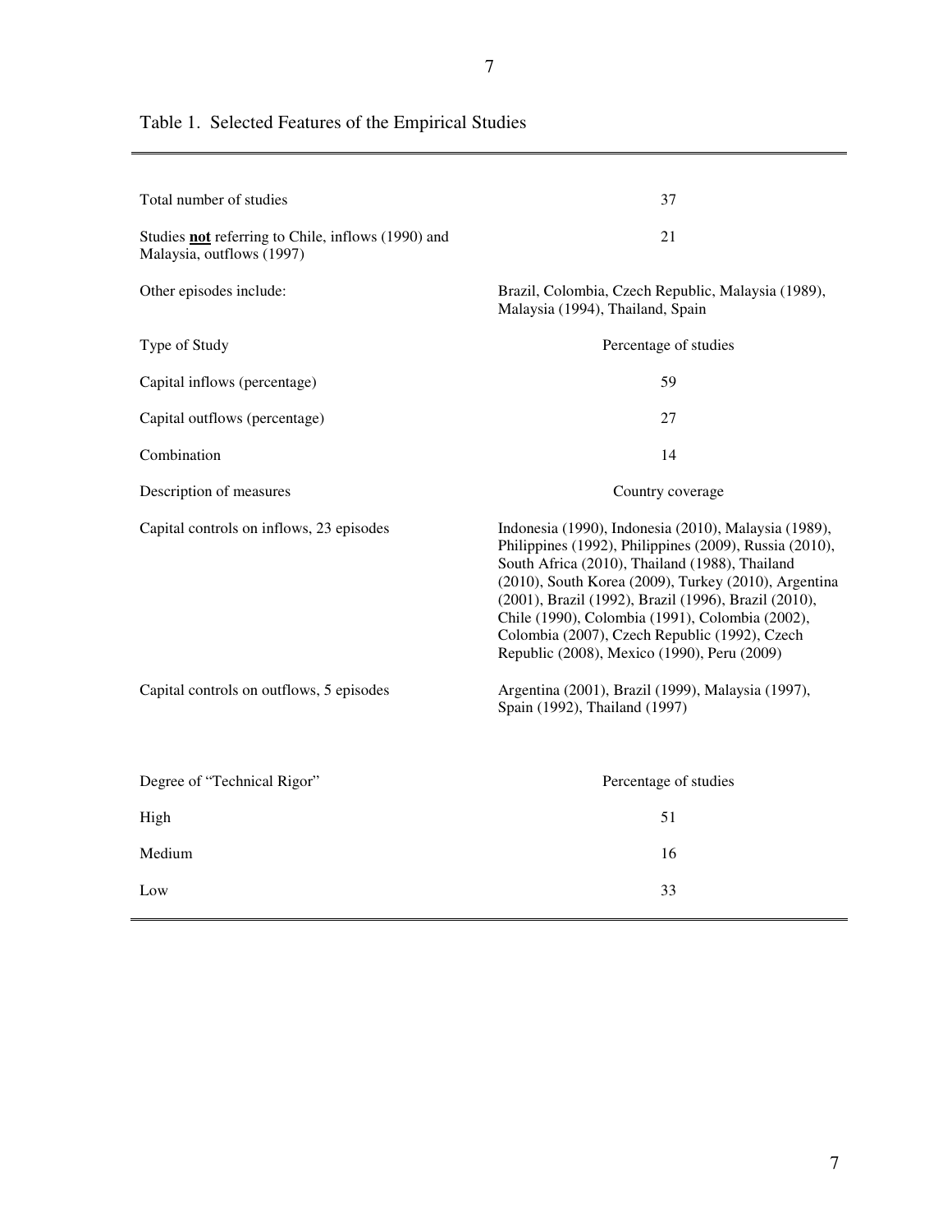Table 1. Selected Features of the Empirical Studies

| | |
|---|---|
| Total number of studies | 37 |
| Studies **not** referring to Chile, inflows (1990) and Malaysia, outflows (1997) | 21 |
| Other episodes include: | Brazil, Colombia, Czech Republic, Malaysia (1989), Malaysia (1994), Thailand, Spain |
| Type of Study | Percentage of studies |
| Capital inflows (percentage) | 59 |
| Capital outflows (percentage) | 27 |
| Combination | 14 |
| Description of measures | Country coverage |
| Capital controls on inflows, 23 episodes | Indonesia (1990), Indonesia (2010), Malaysia (1989), Philippines (1992), Philippines (2009), Russia (2010), South Africa (2010), Thailand (1988), Thailand (2010), South Korea (2009), Turkey (2010), Argentina (2001), Brazil (1992), Brazil (1996), Brazil (2010), Chile (1990), Colombia (1991), Colombia (2002), Colombia (2007), Czech Republic (1992), Czech Republic (2008), Mexico (1990), Peru (2009) |
| Capital controls on outflows, 5 episodes | Argentina (2001), Brazil (1999), Malaysia (1997), Spain (1992), Thailand (1997) |
| Degree of "Technical Rigor" | Percentage of studies |
| High | 51 |
| Medium | 16 |
| Low | 33 |